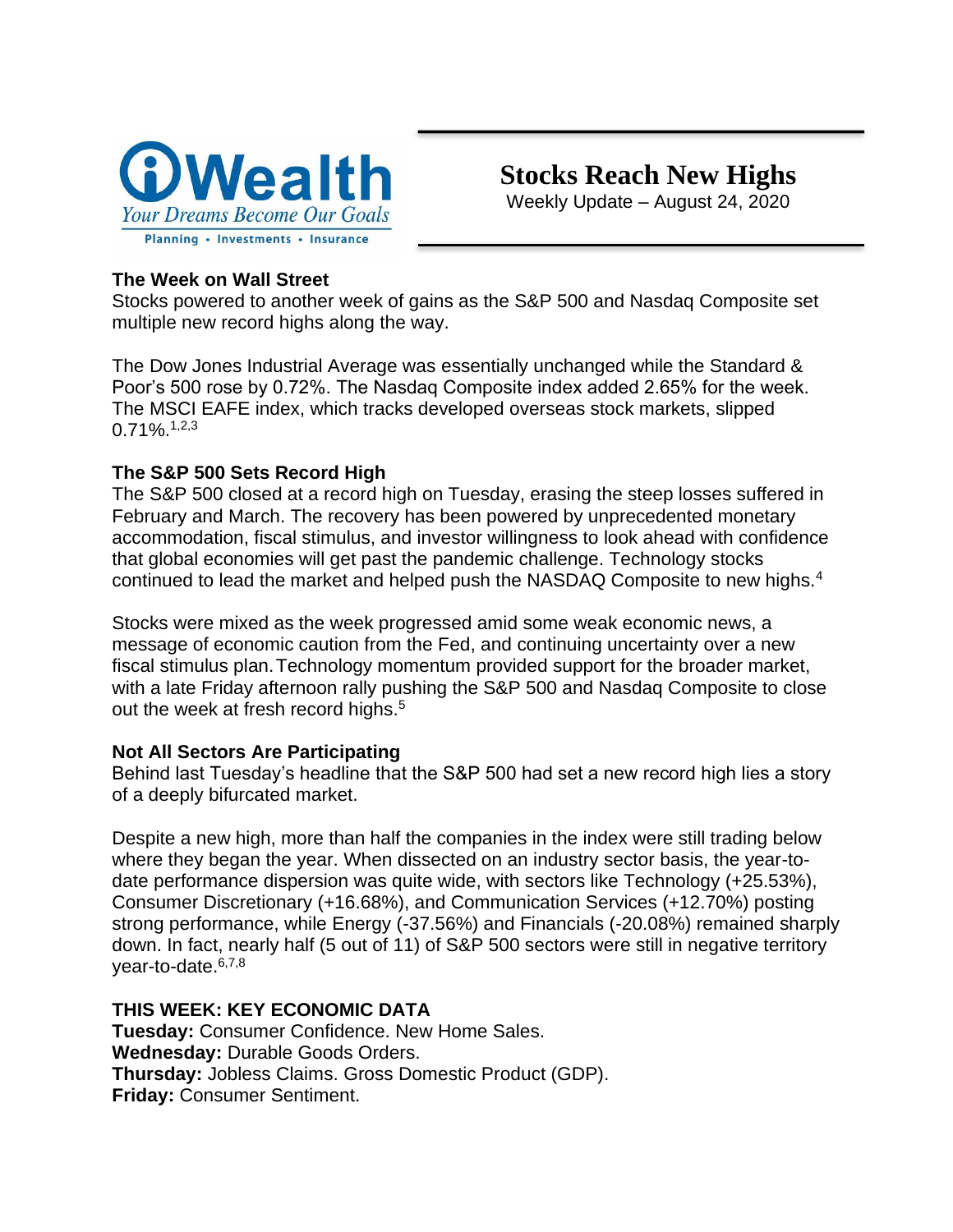**iWealth**
*Your Dreams Become Our Goals*
Planning • Investments • Insurance

# Stocks Reach New Highs

Weekly Update – August 24, 2020

## The Week on Wall Street

Stocks powered to another week of gains as the S&P 500 and Nasdaq Composite set multiple new record highs along the way.

The Dow Jones Industrial Average was essentially unchanged while the Standard & Poor's 500 rose by 0.72%. The Nasdaq Composite index added 2.65% for the week. The MSCI EAFE index, which tracks developed overseas stock markets, slipped 0.71%.[1,2,3]

## The S&P 500 Sets Record High

The S&P 500 closed at a record high on Tuesday, erasing the steep losses suffered in February and March. The recovery has been powered by unprecedented monetary accommodation, fiscal stimulus, and investor willingness to look ahead with confidence that global economies will get past the pandemic challenge. Technology stocks continued to lead the market and helped push the NASDAQ Composite to new highs.[4]

Stocks were mixed as the week progressed amid some weak economic news, a message of economic caution from the Fed, and continuing uncertainty over a new fiscal stimulus plan. Technology momentum provided support for the broader market, with a late Friday afternoon rally pushing the S&P 500 and Nasdaq Composite to close out the week at fresh record highs.[5]

## Not All Sectors Are Participating

Behind last Tuesday's headline that the S&P 500 had set a new record high lies a story of a deeply bifurcated market.

Despite a new high, more than half the companies in the index were still trading below where they began the year. When dissected on an industry sector basis, the year-to-date performance dispersion was quite wide, with sectors like Technology (+25.53%), Consumer Discretionary (+16.68%), and Communication Services (+12.70%) posting strong performance, while Energy (-37.56%) and Financials (-20.08%) remained sharply down. In fact, nearly half (5 out of 11) of S&P 500 sectors were still in negative territory year-to-date.[6,7,8]

## THIS WEEK: KEY ECONOMIC DATA

**Tuesday:** Consumer Confidence. New Home Sales.
**Wednesday:** Durable Goods Orders.
**Thursday:** Jobless Claims. Gross Domestic Product (GDP).
**Friday:** Consumer Sentiment.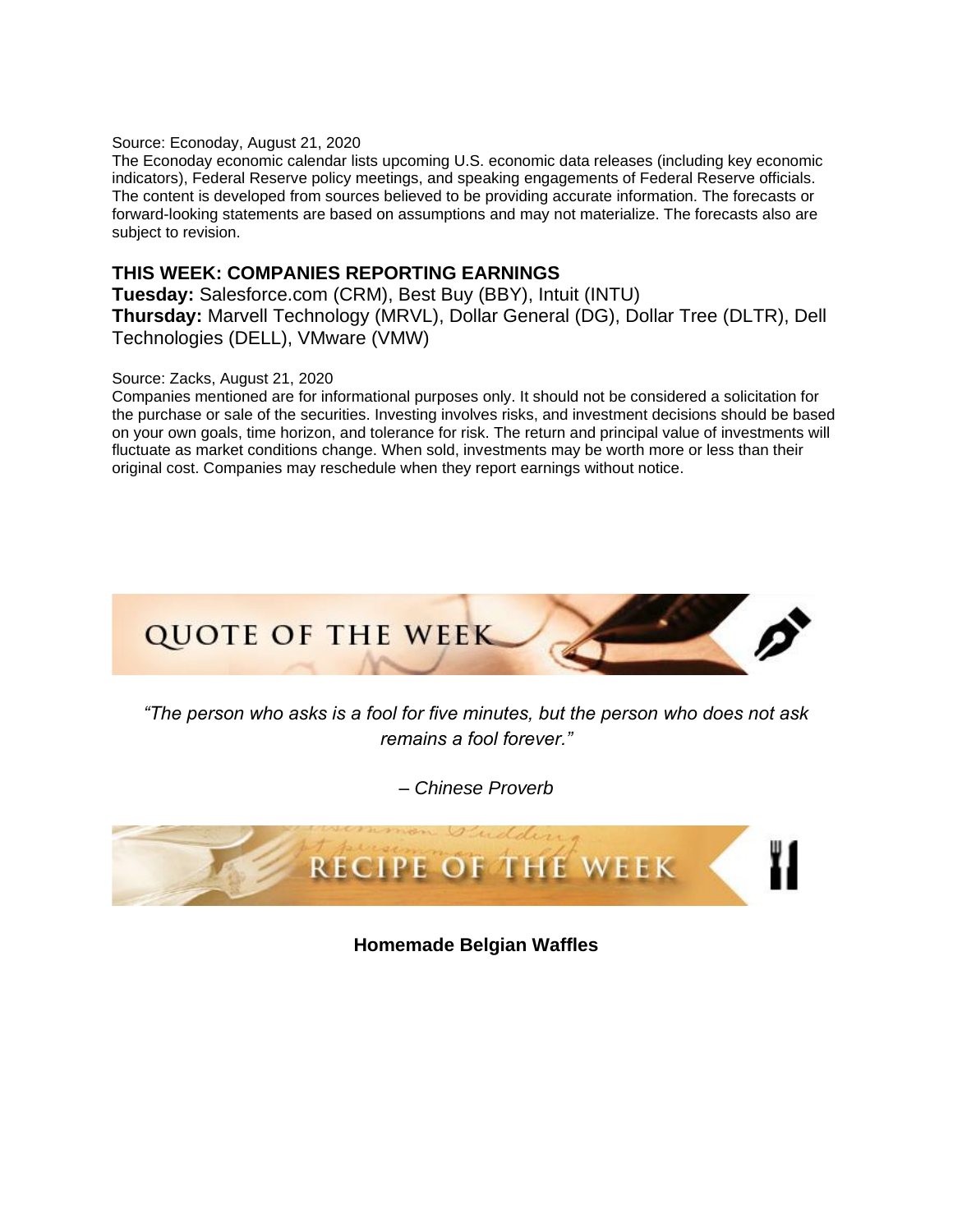Source: Econoday, August 21, 2020

The Econoday economic calendar lists upcoming U.S. economic data releases (including key economic indicators), Federal Reserve policy meetings, and speaking engagements of Federal Reserve officials. The content is developed from sources believed to be providing accurate information. The forecasts or forward-looking statements are based on assumptions and may not materialize. The forecasts also are subject to revision.

## THIS WEEK: COMPANIES REPORTING EARNINGS

**Tuesday:** Salesforce.com (CRM), Best Buy (BBY), Intuit (INTU)

**Thursday:** Marvell Technology (MRVL), Dollar General (DG), Dollar Tree (DLTR), Dell Technologies (DELL), VMware (VMW)

Source: Zacks, August 21, 2020

Companies mentioned are for informational purposes only. It should not be considered a solicitation for the purchase or sale of the securities. Investing involves risks, and investment decisions should be based on your own goals, time horizon, and tolerance for risk. The return and principal value of investments will fluctuate as market conditions change. When sold, investments may be worth more or less than their original cost. Companies may reschedule when they report earnings without notice.

## QUOTE OF THE WEEK

*"The person who asks is a fool for five minutes, but the person who does not ask remains a fool forever."*

*– Chinese Proverb*

## RECIPE OF THE WEEK

**Homemade Belgian Waffles**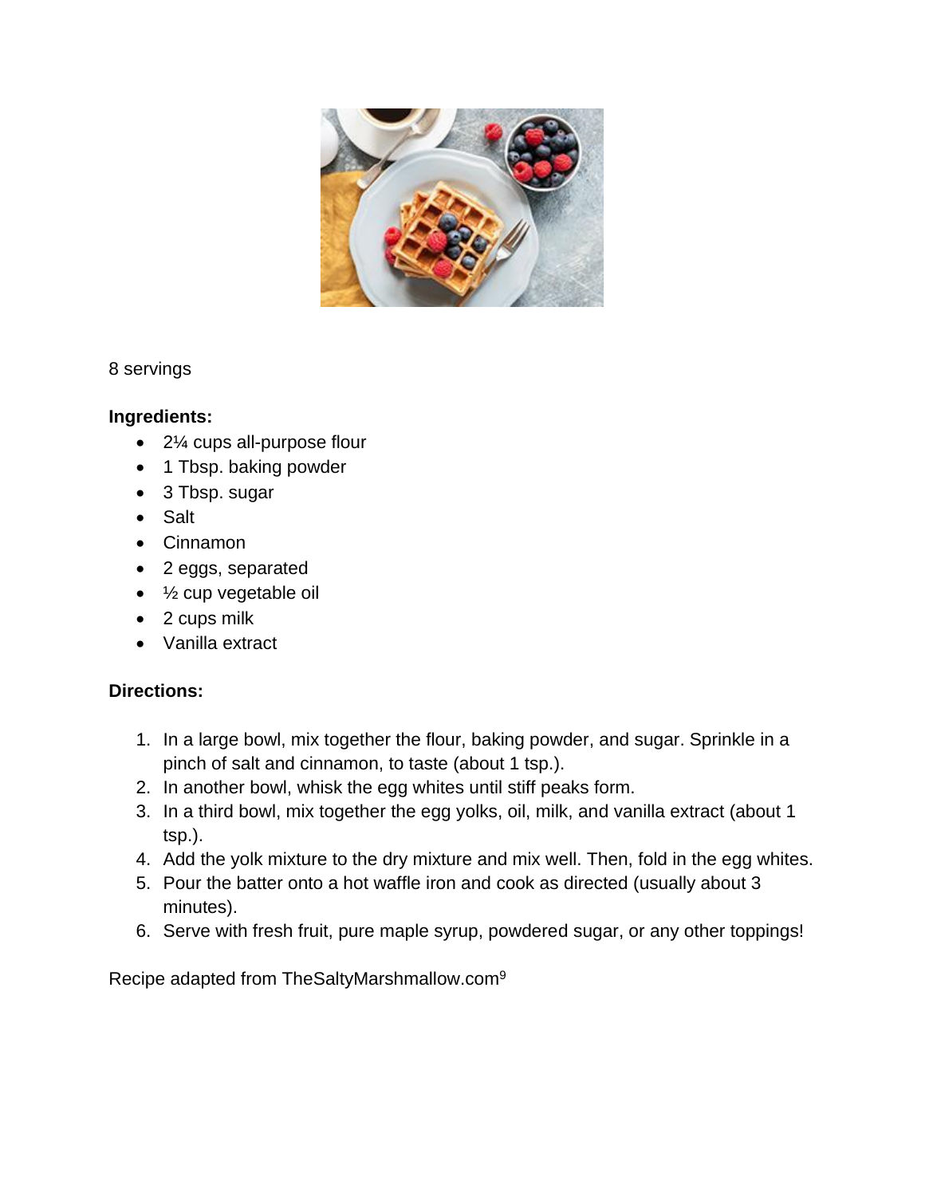8 servings

**Ingredients:**

- 2¼ cups all-purpose flour
- 1 Tbsp. baking powder
- 3 Tbsp. sugar
- Salt
- Cinnamon
- 2 eggs, separated
- ½ cup vegetable oil
- 2 cups milk
- Vanilla extract

**Directions:**

1. In a large bowl, mix together the flour, baking powder, and sugar. Sprinkle in a pinch of salt and cinnamon, to taste (about 1 tsp.).
2. In another bowl, whisk the egg whites until stiff peaks form.
3. In a third bowl, mix together the egg yolks, oil, milk, and vanilla extract (about 1 tsp.).
4. Add the yolk mixture to the dry mixture and mix well. Then, fold in the egg whites.
5. Pour the batter onto a hot waffle iron and cook as directed (usually about 3 minutes).
6. Serve with fresh fruit, pure maple syrup, powdered sugar, or any other toppings!

Recipe adapted from TheSaltyMarshmallow.com[9]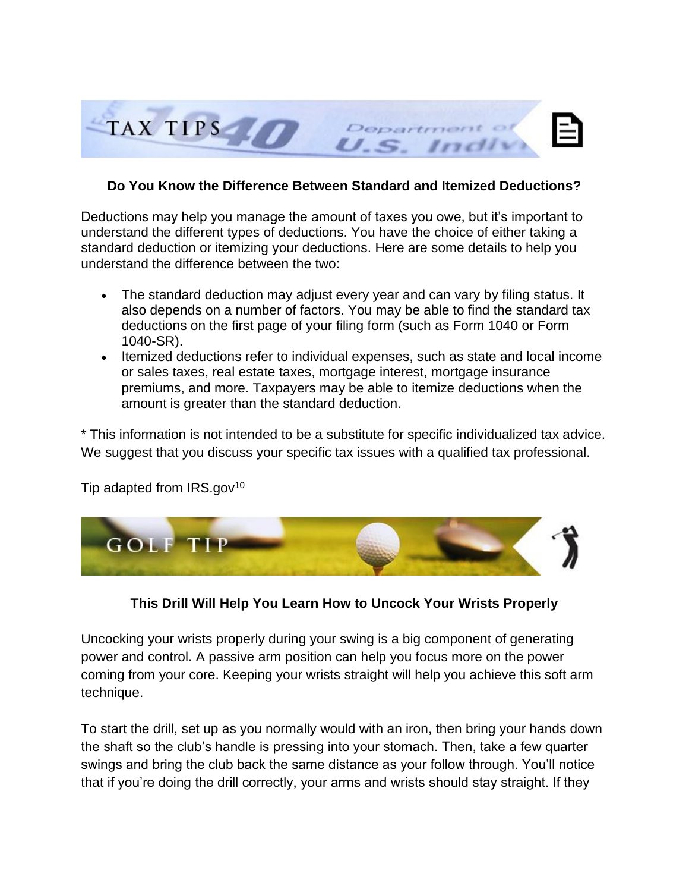TAX TIPS

**Do You Know the Difference Between Standard and Itemized Deductions?**

Deductions may help you manage the amount of taxes you owe, but it's important to understand the different types of deductions. You have the choice of either taking a standard deduction or itemizing your deductions. Here are some details to help you understand the difference between the two:

- The standard deduction may adjust every year and can vary by filing status. It also depends on a number of factors. You may be able to find the standard tax deductions on the first page of your filing form (such as Form 1040 or Form 1040-SR).
- Itemized deductions refer to individual expenses, such as state and local income or sales taxes, real estate taxes, mortgage interest, mortgage insurance premiums, and more. Taxpayers may be able to itemize deductions when the amount is greater than the standard deduction.

* This information is not intended to be a substitute for specific individualized tax advice. We suggest that you discuss your specific tax issues with a qualified tax professional.

Tip adapted from IRS.gov[10]

GOLF TIP

**This Drill Will Help You Learn How to Uncock Your Wrists Properly**

Uncocking your wrists properly during your swing is a big component of generating power and control. A passive arm position can help you focus more on the power coming from your core. Keeping your wrists straight will help you achieve this soft arm technique.

To start the drill, set up as you normally would with an iron, then bring your hands down the shaft so the club's handle is pressing into your stomach. Then, take a few quarter swings and bring the club back the same distance as your follow through. You'll notice that if you're doing the drill correctly, your arms and wrists should stay straight. If they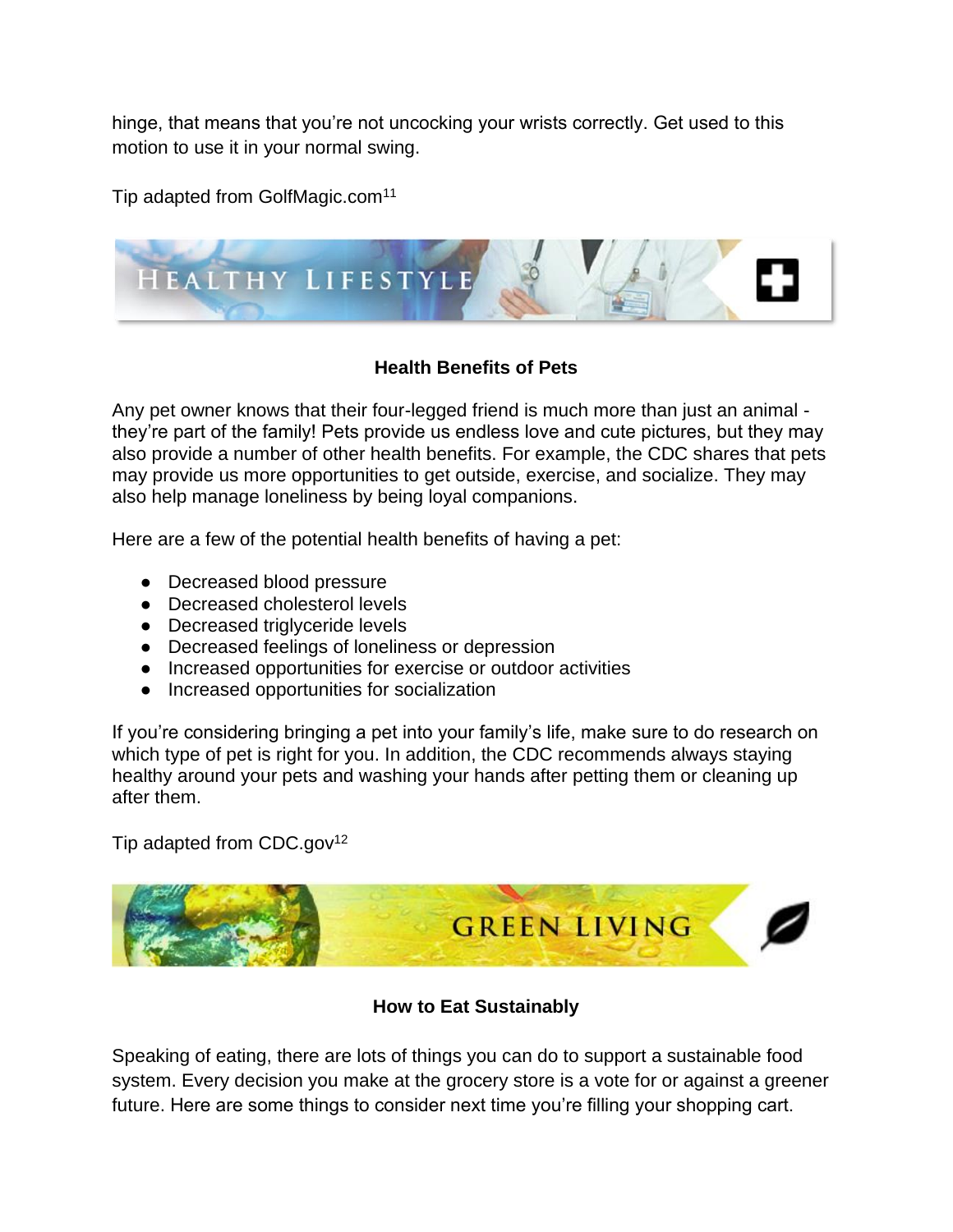hinge, that means that you're not uncocking your wrists correctly. Get used to this motion to use it in your normal swing.

Tip adapted from GolfMagic.com[11]

## HEALTHY LIFESTYLE

### Health Benefits of Pets

Any pet owner knows that their four-legged friend is much more than just an animal - they're part of the family! Pets provide us endless love and cute pictures, but they may also provide a number of other health benefits. For example, the CDC shares that pets may provide us more opportunities to get outside, exercise, and socialize. They may also help manage loneliness by being loyal companions.

Here are a few of the potential health benefits of having a pet:

- Decreased blood pressure
- Decreased cholesterol levels
- Decreased triglyceride levels
- Decreased feelings of loneliness or depression
- Increased opportunities for exercise or outdoor activities
- Increased opportunities for socialization

If you're considering bringing a pet into your family's life, make sure to do research on which type of pet is right for you. In addition, the CDC recommends always staying healthy around your pets and washing your hands after petting them or cleaning up after them.

Tip adapted from CDC.gov[12]

## GREEN LIVING

### How to Eat Sustainably

Speaking of eating, there are lots of things you can do to support a sustainable food system. Every decision you make at the grocery store is a vote for or against a greener future. Here are some things to consider next time you're filling your shopping cart.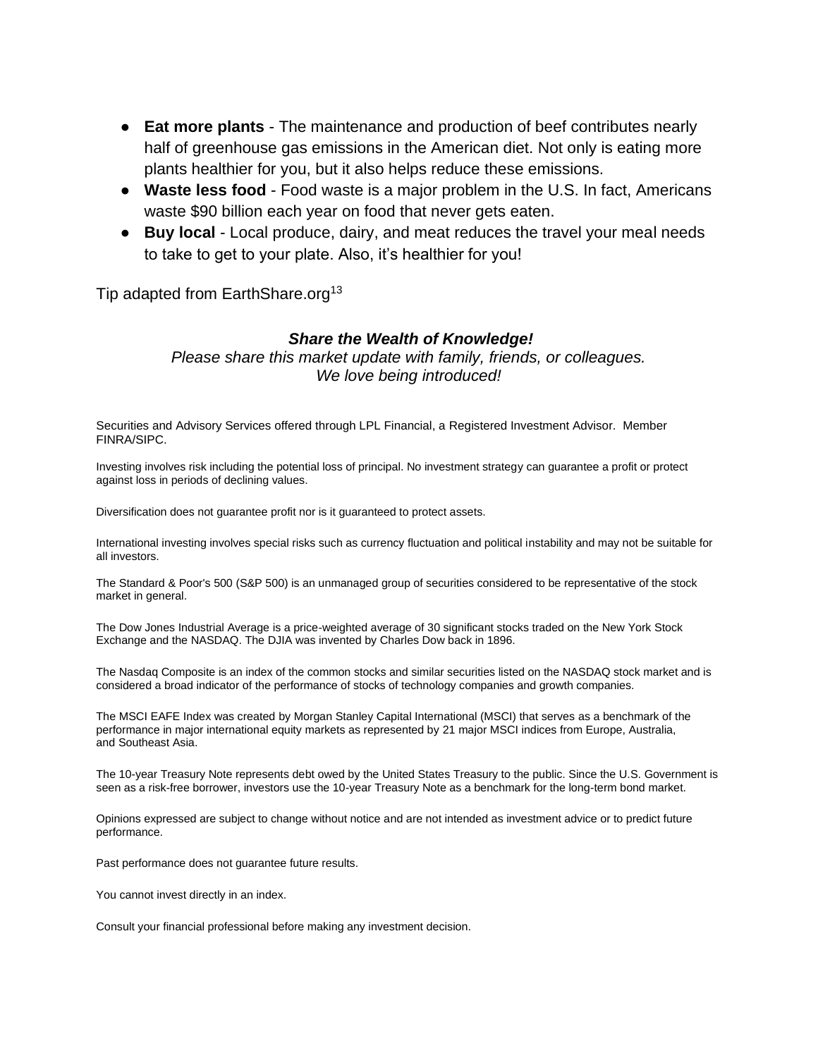- **Eat more plants** - The maintenance and production of beef contributes nearly half of greenhouse gas emissions in the American diet. Not only is eating more plants healthier for you, but it also helps reduce these emissions.
- **Waste less food** - Food waste is a major problem in the U.S. In fact, Americans waste $90 billion each year on food that never gets eaten.
- **Buy local** - Local produce, dairy, and meat reduces the travel your meal needs to take to get to your plate. Also, it's healthier for you!

Tip adapted from EarthShare.org[13]

***Share the Wealth of Knowledge!***

*Please share this market update with family, friends, or colleagues.*
*We love being introduced!*

Securities and Advisory Services offered through LPL Financial, a Registered Investment Advisor. Member FINRA/SIPC.

Investing involves risk including the potential loss of principal. No investment strategy can guarantee a profit or protect against loss in periods of declining values.

Diversification does not guarantee profit nor is it guaranteed to protect assets.

International investing involves special risks such as currency fluctuation and political instability and may not be suitable for all investors.

The Standard & Poor's 500 (S&P 500) is an unmanaged group of securities considered to be representative of the stock market in general.

The Dow Jones Industrial Average is a price-weighted average of 30 significant stocks traded on the New York Stock Exchange and the NASDAQ. The DJIA was invented by Charles Dow back in 1896.

The Nasdaq Composite is an index of the common stocks and similar securities listed on the NASDAQ stock market and is considered a broad indicator of the performance of stocks of technology companies and growth companies.

The MSCI EAFE Index was created by Morgan Stanley Capital International (MSCI) that serves as a benchmark of the performance in major international equity markets as represented by 21 major MSCI indices from Europe, Australia, and Southeast Asia.

The 10-year Treasury Note represents debt owed by the United States Treasury to the public. Since the U.S. Government is seen as a risk-free borrower, investors use the 10-year Treasury Note as a benchmark for the long-term bond market.

Opinions expressed are subject to change without notice and are not intended as investment advice or to predict future performance.

Past performance does not guarantee future results.

You cannot invest directly in an index.

Consult your financial professional before making any investment decision.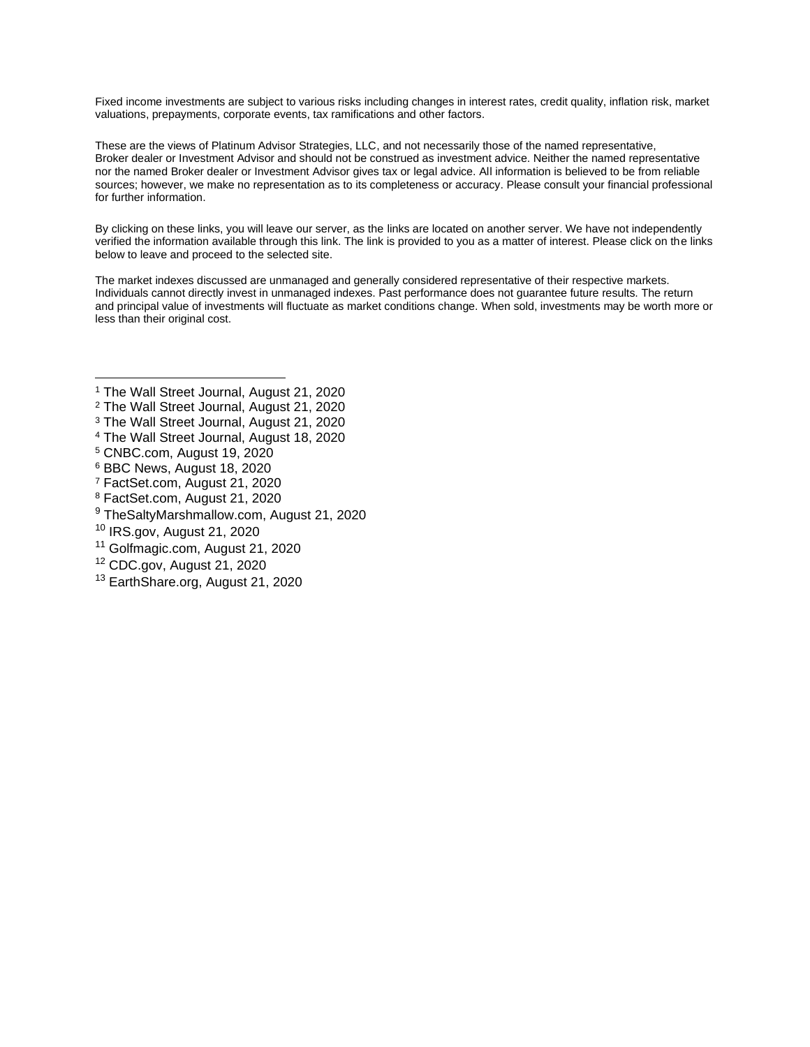Fixed income investments are subject to various risks including changes in interest rates, credit quality, inflation risk, market valuations, prepayments, corporate events, tax ramifications and other factors.

These are the views of Platinum Advisor Strategies, LLC, and not necessarily those of the named representative, Broker dealer or Investment Advisor and should not be construed as investment advice. Neither the named representative nor the named Broker dealer or Investment Advisor gives tax or legal advice. All information is believed to be from reliable sources; however, we make no representation as to its completeness or accuracy. Please consult your financial professional for further information.

By clicking on these links, you will leave our server, as the links are located on another server. We have not independently verified the information available through this link. The link is provided to you as a matter of interest. Please click on the links below to leave and proceed to the selected site.

The market indexes discussed are unmanaged and generally considered representative of their respective markets. Individuals cannot directly invest in unmanaged indexes. Past performance does not guarantee future results. The return and principal value of investments will fluctuate as market conditions change. When sold, investments may be worth more or less than their original cost.

---

[1] The Wall Street Journal, August 21, 2020
[2] The Wall Street Journal, August 21, 2020
[3] The Wall Street Journal, August 21, 2020
[4] The Wall Street Journal, August 18, 2020
[5] CNBC.com, August 19, 2020
[6] BBC News, August 18, 2020
[7] FactSet.com, August 21, 2020
[8] FactSet.com, August 21, 2020
[9] TheSaltyMarshmallow.com, August 21, 2020
[10] IRS.gov, August 21, 2020
[11] Golfmagic.com, August 21, 2020
[12] CDC.gov, August 21, 2020
[13] EarthShare.org, August 21, 2020